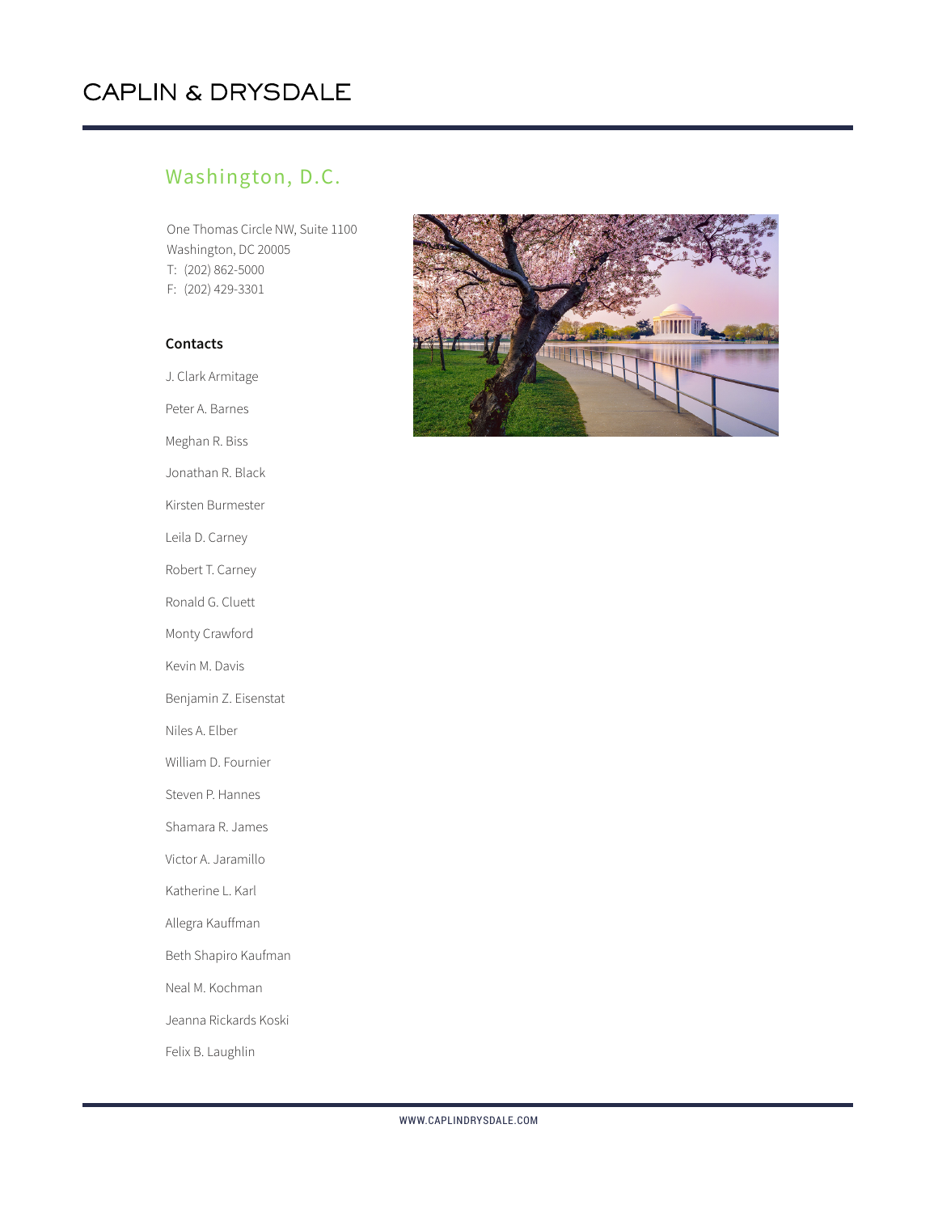# CAPLIN & DRYSDALE

## Washington, D.C.

One Thomas Circle NW, Suite 1100
Washington, DC 20005
T: (202) 862-5000
F: (202) 429-3301

**Contacts**

J. Clark Armitage

Peter A. Barnes

Meghan R. Biss

Jonathan R. Black

Kirsten Burmester

Leila D. Carney

Robert T. Carney

Ronald G. Cluett

Monty Crawford

Kevin M. Davis

Benjamin Z. Eisenstat

Niles A. Elber

William D. Fournier

Steven P. Hannes

Shamara R. James

Victor A. Jaramillo

Katherine L. Karl

Allegra Kauffman

Beth Shapiro Kaufman

Neal M. Kochman

Jeanna Rickards Koski

Felix B. Laughlin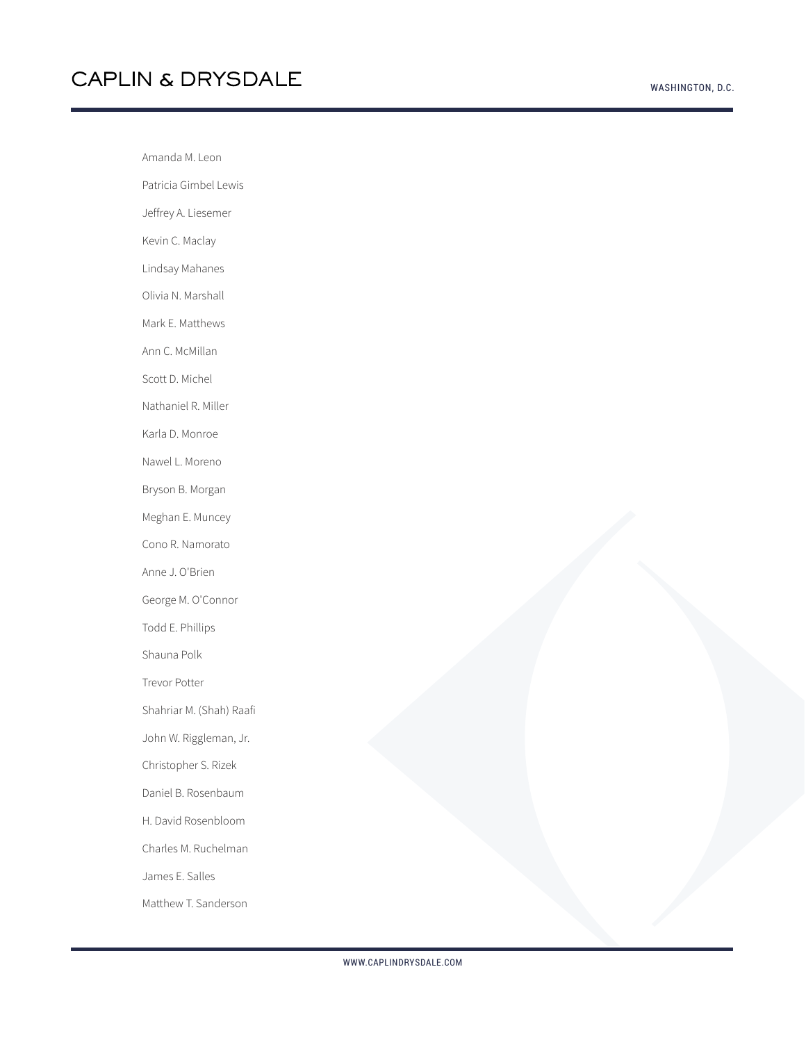Amanda M. Leon

Patricia Gimbel Lewis

Jeffrey A. Liesemer

Kevin C. Maclay

Lindsay Mahanes

Olivia N. Marshall

Mark E. Matthews

Ann C. McMillan

Scott D. Michel

Nathaniel R. Miller

Karla D. Monroe

Nawel L. Moreno

Bryson B. Morgan

Meghan E. Muncey

Cono R. Namorato

Anne J. O'Brien

George M. O'Connor

Todd E. Phillips

Shauna Polk

Trevor Potter

Shahriar M. (Shah) Raafi

John W. Riggleman, Jr.

Christopher S. Rizek

Daniel B. Rosenbaum

H. David Rosenbloom

Charles M. Ruchelman

James E. Salles

Matthew T. Sanderson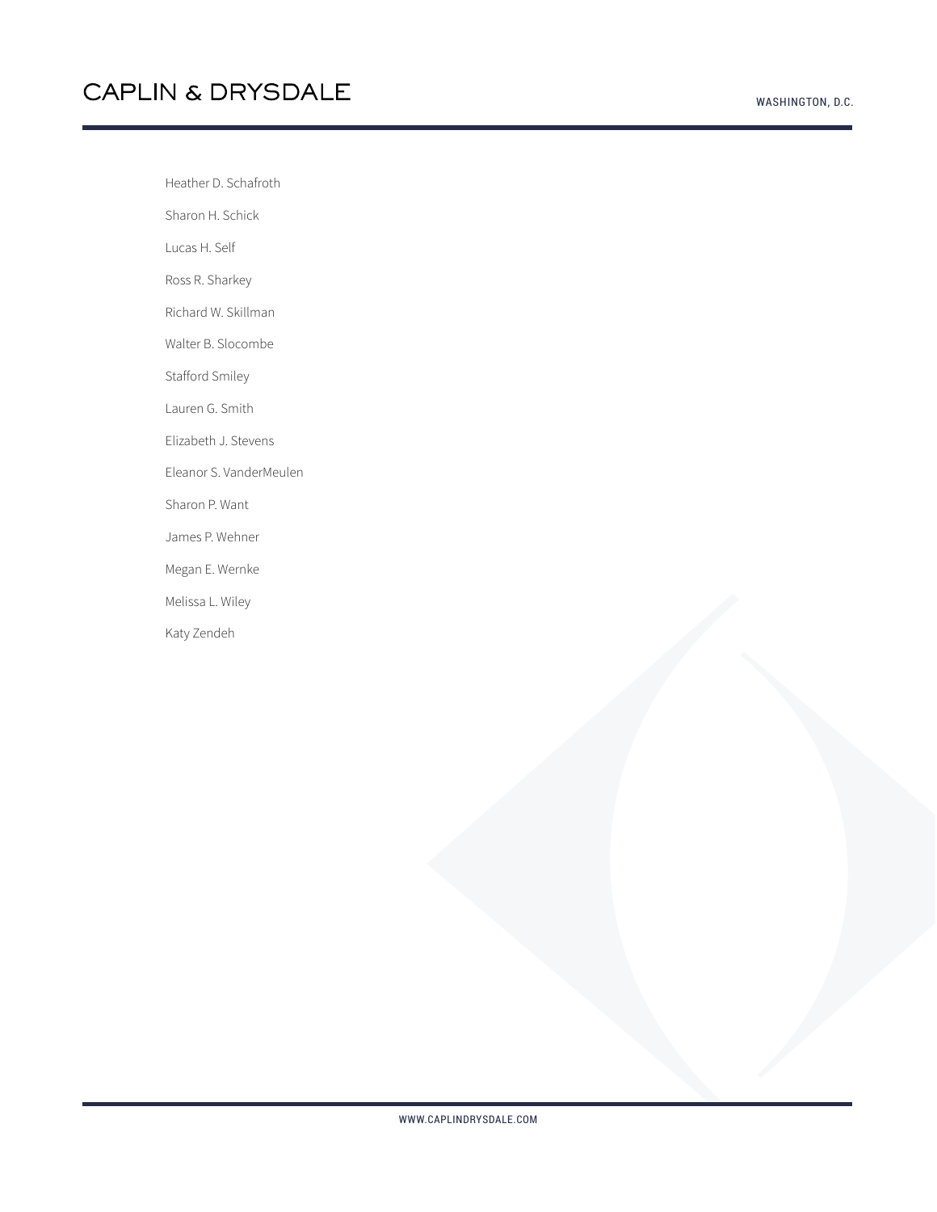Heather D. Schafroth

Sharon H. Schick

Lucas H. Self

Ross R. Sharkey

Richard W. Skillman

Walter B. Slocombe

Stafford Smiley

Lauren G. Smith

Elizabeth J. Stevens

Eleanor S. VanderMeulen

Sharon P. Want

James P. Wehner

Megan E. Wernke

Melissa L. Wiley

Katy Zendeh